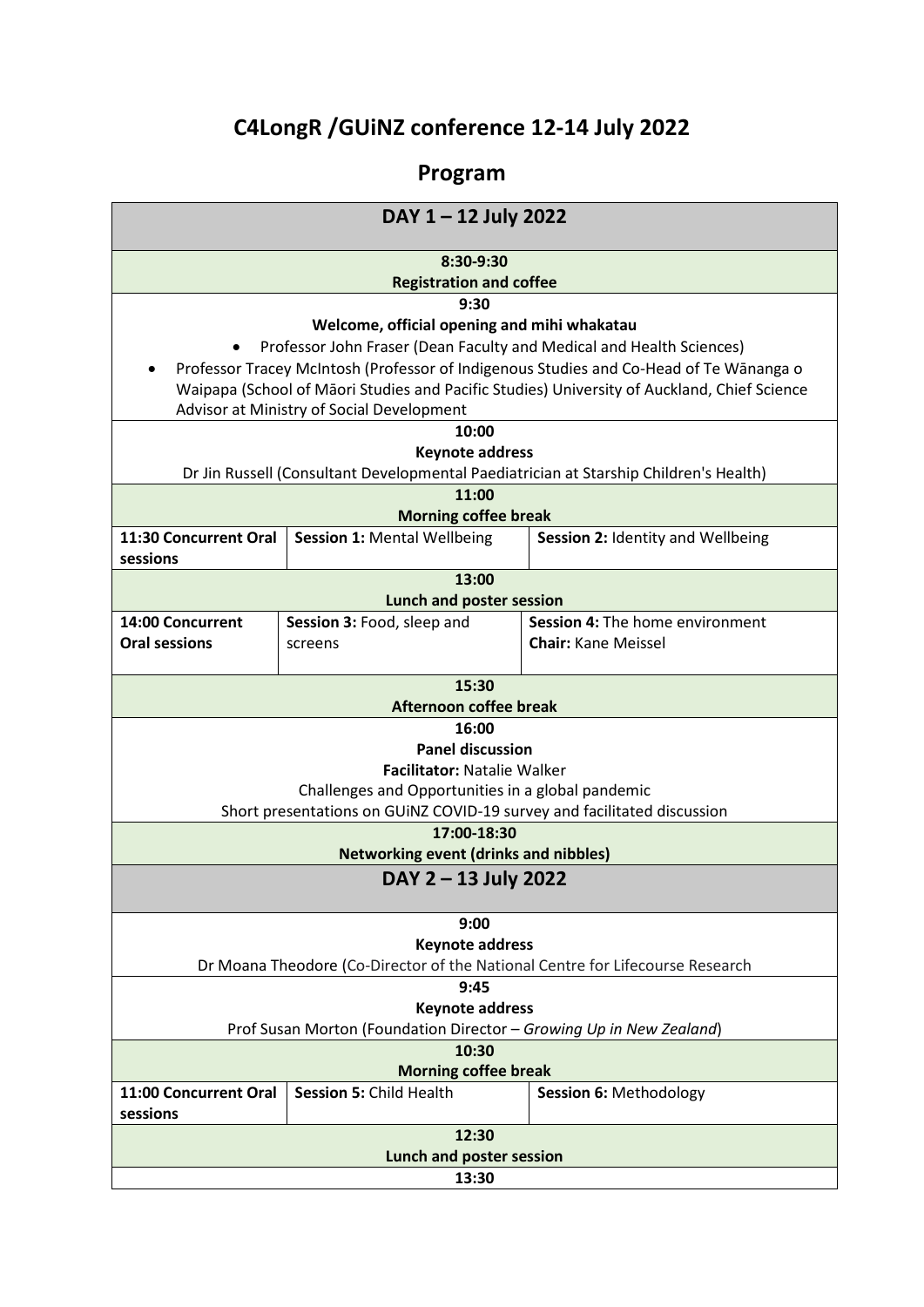# C4LongR /GUiNZ conference 12-14 July 2022

## Program

| DAY 1 – 12 July 2022 | | |
|---|---|---|
| **8:30-9:30**<br>**Registration and coffee** | | |
| **9:30**<br>**Welcome, official opening and mihi whakatau**<br>• Professor John Fraser (Dean Faculty and Medical and Health Sciences)<br>• Professor Tracey McIntosh (Professor of Indigenous Studies and Co-Head of Te Wānanga o Waipapa (School of Māori Studies and Pacific Studies) University of Auckland, Chief Science Advisor at Ministry of Social Development | | |
| **10:00**<br>**Keynote address**<br>Dr Jin Russell (Consultant Developmental Paediatrician at Starship Children's Health) | | |
| **11:00**<br>**Morning coffee break** | | |
| **11:30 Concurrent Oral sessions** | **Session 1:** Mental Wellbeing | **Session 2:** Identity and Wellbeing |
| **13:00**<br>**Lunch and poster session** | | |
| **14:00 Concurrent Oral sessions** | **Session 3:** Food, sleep and screens | **Session 4:** The home environment<br>**Chair:** Kane Meissel |
| **15:30**<br>**Afternoon coffee break** | | |
| **16:00**<br>**Panel discussion**<br>**Facilitator:** Natalie Walker<br>Challenges and Opportunities in a global pandemic<br>Short presentations on GUiNZ COVID-19 survey and facilitated discussion | | |
| **17:00-18:30**<br>**Networking event (drinks and nibbles)** | | |
| **DAY 2 – 13 July 2022** | | |
| **9:00**<br>**Keynote address**<br>Dr Moana Theodore (Co-Director of the National Centre for Lifecourse Research | | |
| **9:45**<br>**Keynote address**<br>Prof Susan Morton (Foundation Director – *Growing Up in New Zealand*) | | |
| **10:30**<br>**Morning coffee break** | | |
| **11:00 Concurrent Oral sessions** | **Session 5:** Child Health | **Session 6:** Methodology |
| **12:30**<br>**Lunch and poster session** | | |
| **13:30** | | |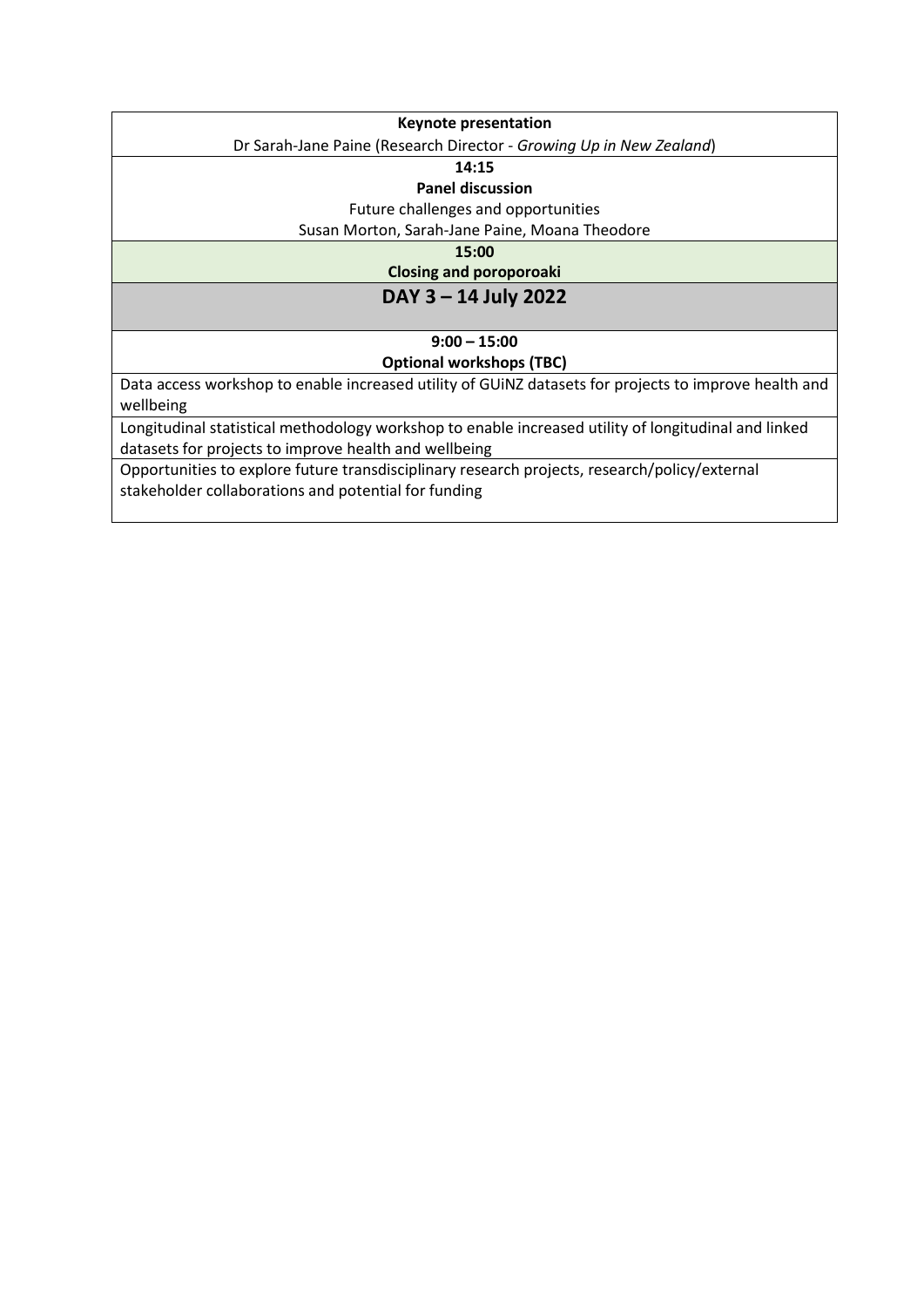| |
|---|
| **Keynote presentation**<br>Dr Sarah-Jane Paine (Research Director - *Growing Up in New Zealand*) |
| **14:15**<br>**Panel discussion**<br>Future challenges and opportunities<br>Susan Morton, Sarah-Jane Paine, Moana Theodore |
| **15:00**<br>**Closing and poroporoaki** |
| **DAY 3 – 14 July 2022** |
| **9:00 – 15:00**<br>**Optional workshops (TBC)** |
| Data access workshop to enable increased utility of GUiNZ datasets for projects to improve health and wellbeing |
| Longitudinal statistical methodology workshop to enable increased utility of longitudinal and linked datasets for projects to improve health and wellbeing |
| Opportunities to explore future transdisciplinary research projects, research/policy/external stakeholder collaborations and potential for funding |